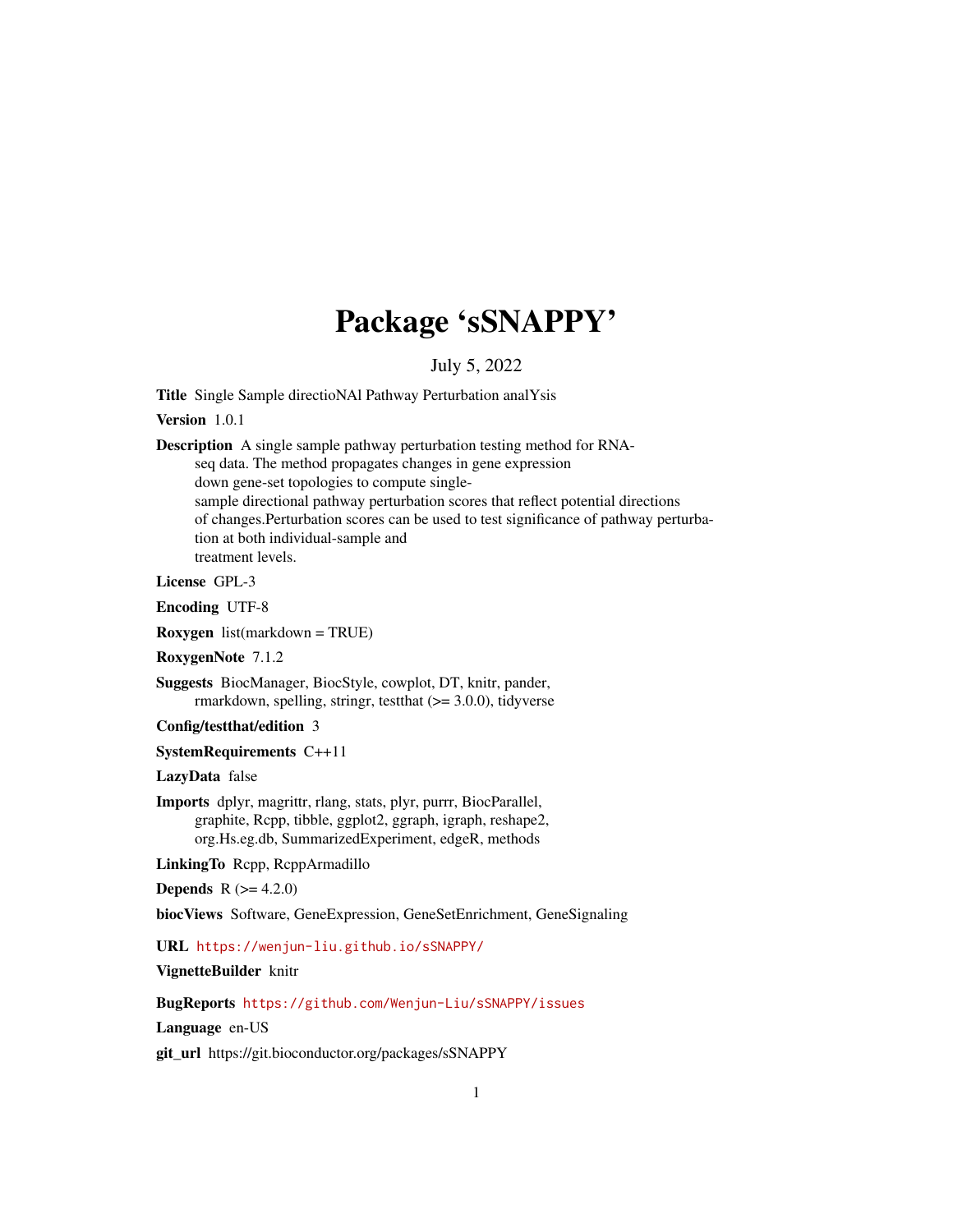# Package 'sSNAPPY'

July 5, 2022

**Title** Single Sample directioNAl Pathway Perturbation analYsis

**Version** 1.0.1

**Description** A single sample pathway perturbation testing method for RNA-seq data. The method propagates changes in gene expression down gene-set topologies to compute single-sample directional pathway perturbation scores that reflect potential directions of changes.Perturbation scores can be used to test significance of pathway perturbation at both individual-sample and treatment levels.

**License** GPL-3

**Encoding** UTF-8

**Roxygen** list(markdown = TRUE)

**RoxygenNote** 7.1.2

**Suggests** BiocManager, BiocStyle, cowplot, DT, knitr, pander, rmarkdown, spelling, stringr, testthat (>= 3.0.0), tidyverse

**Config/testthat/edition** 3

**SystemRequirements** C++11

**LazyData** false

**Imports** dplyr, magrittr, rlang, stats, plyr, purrr, BiocParallel, graphite, Rcpp, tibble, ggplot2, ggraph, igraph, reshape2, org.Hs.eg.db, SummarizedExperiment, edgeR, methods

**LinkingTo** Rcpp, RcppArmadillo

**Depends** R (>= 4.2.0)

**biocViews** Software, GeneExpression, GeneSetEnrichment, GeneSignaling

**URL** https://wenjun-liu.github.io/sSNAPPY/

**VignetteBuilder** knitr

**BugReports** https://github.com/Wenjun-Liu/sSNAPPY/issues

**Language** en-US

**git_url** https://git.bioconductor.org/packages/sSNAPPY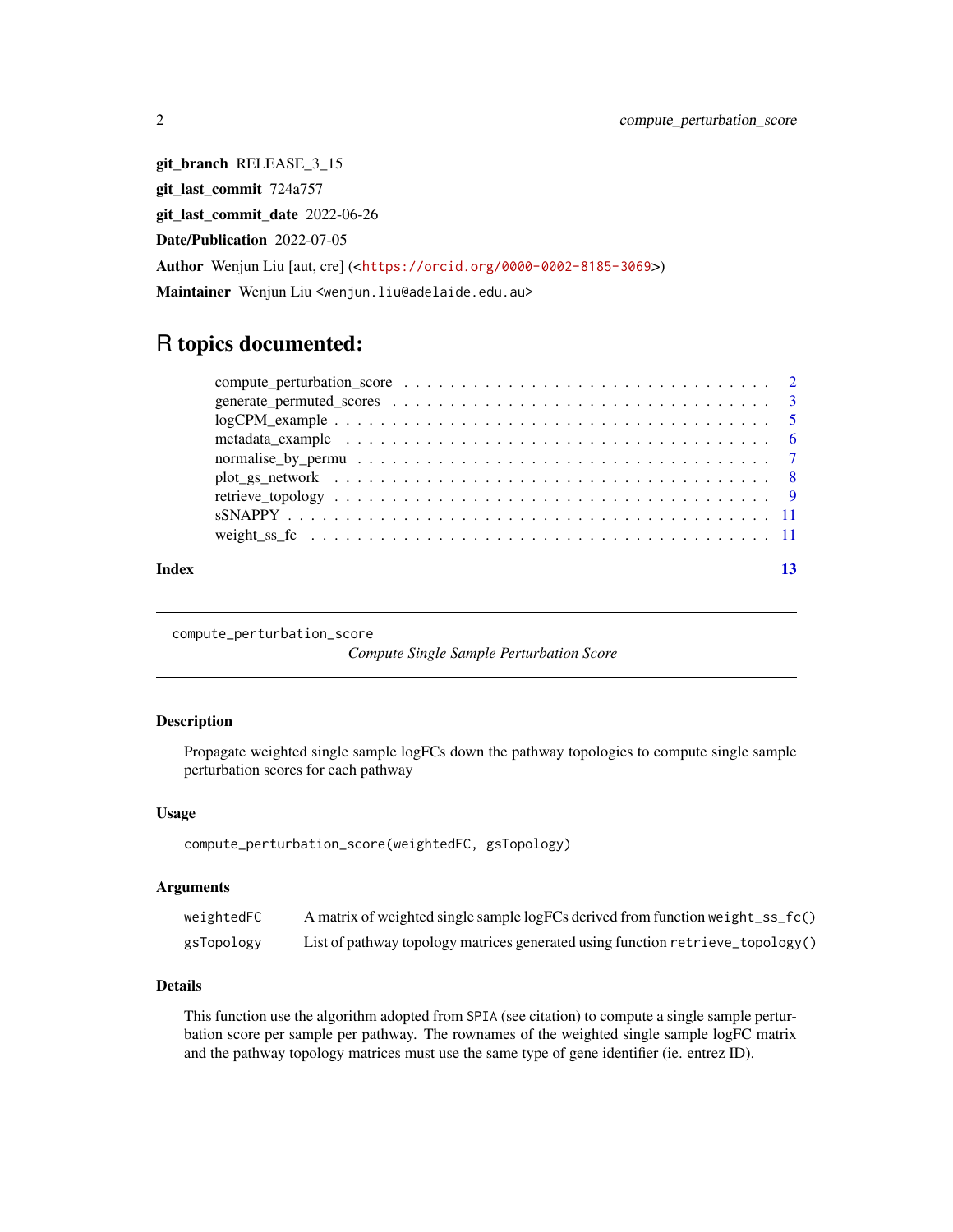**git_branch** RELEASE_3_15

**git_last_commit** 724a757

**git_last_commit_date** 2022-06-26

**Date/Publication** 2022-07-05

**Author** Wenjun Liu [aut, cre] (<https://orcid.org/0000-0002-8185-3069>)

**Maintainer** Wenjun Liu <wenjun.liu@adelaide.edu.au>

# R topics documented:

| | |
|---|---|
| compute_perturbation_score | 2 |
| generate_permuted_scores | 3 |
| logCPM_example | 5 |
| metadata_example | 6 |
| normalise_by_permu | 7 |
| plot_gs_network | 8 |
| retrieve_topology | 9 |
| sSNAPPY | 11 |
| weight_ss_fc | 11 |
| **Index** | **13** |

---

compute_perturbation_score &nbsp;&nbsp;&nbsp;&nbsp; *Compute Single Sample Perturbation Score*

---

### Description

Propagate weighted single sample logFCs down the pathway topologies to compute single sample perturbation scores for each pathway

### Usage

```
compute_perturbation_score(weightedFC, gsTopology)
```

### Arguments

| | |
|---|---|
| `weightedFC` | A matrix of weighted single sample logFCs derived from function `weight_ss_fc()` |
| `gsTopology` | List of pathway topology matrices generated using function `retrieve_topology()` |

### Details

This function use the algorithm adopted from `SPIA` (see citation) to compute a single sample perturbation score per sample per pathway. The rownames of the weighted single sample logFC matrix and the pathway topology matrices must use the same type of gene identifier (ie. entrez ID).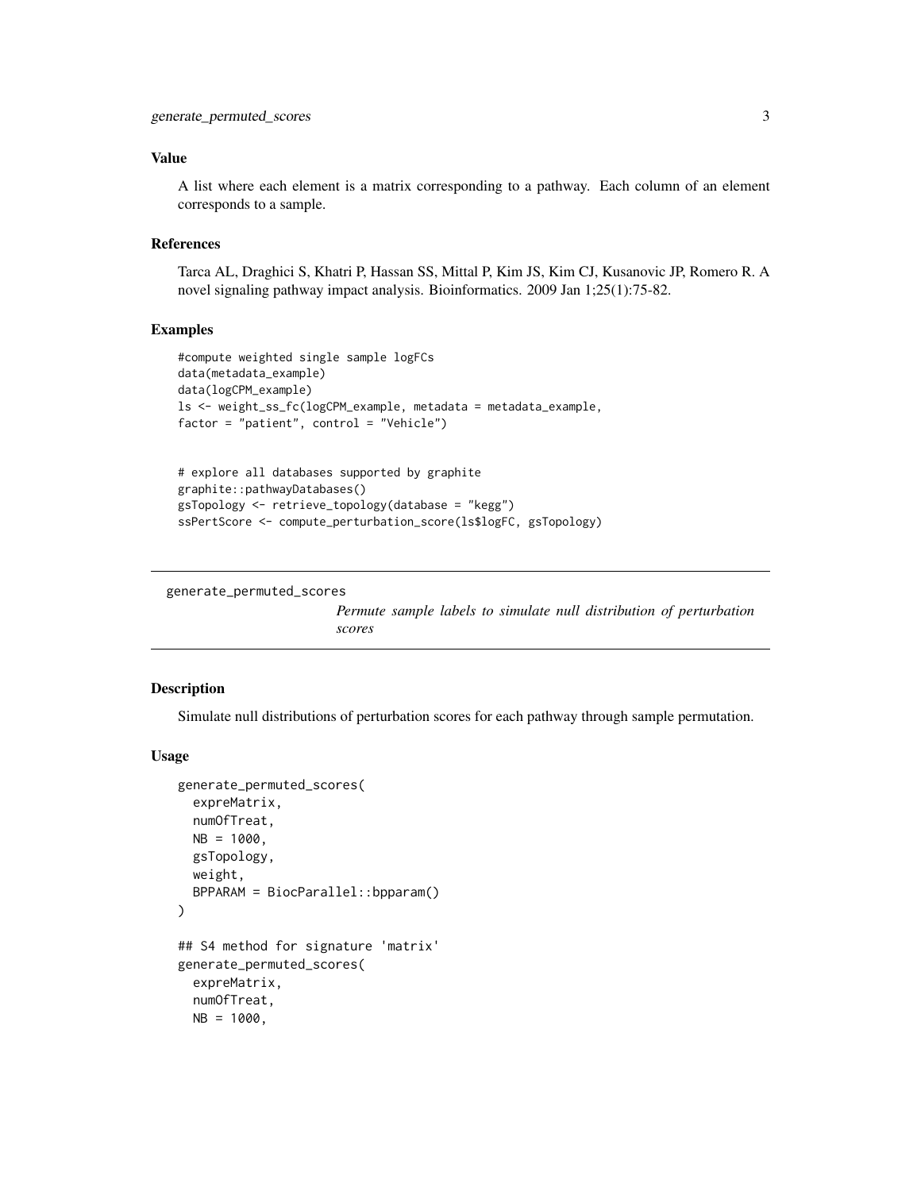### Value

A list where each element is a matrix corresponding to a pathway. Each column of an element corresponds to a sample.

### References

Tarca AL, Draghici S, Khatri P, Hassan SS, Mittal P, Kim JS, Kim CJ, Kusanovic JP, Romero R. A novel signaling pathway impact analysis. Bioinformatics. 2009 Jan 1;25(1):75-82.

### Examples

```
#compute weighted single sample logFCs
data(metadata_example)
data(logCPM_example)
ls <- weight_ss_fc(logCPM_example, metadata = metadata_example,
factor = "patient", control = "Vehicle")


# explore all databases supported by graphite
graphite::pathwayDatabases()
gsTopology <- retrieve_topology(database = "kegg")
ssPertScore <- compute_perturbation_score(ls$logFC, gsTopology)
```

---

## generate_permuted_scores

*Permute sample labels to simulate null distribution of perturbation scores*

---

### Description

Simulate null distributions of perturbation scores for each pathway through sample permutation.

### Usage

```
generate_permuted_scores(
  expreMatrix,
  numOfTreat,
  NB = 1000,
  gsTopology,
  weight,
  BPPARAM = BiocParallel::bpparam()
)

## S4 method for signature 'matrix'
generate_permuted_scores(
  expreMatrix,
  numOfTreat,
  NB = 1000,
```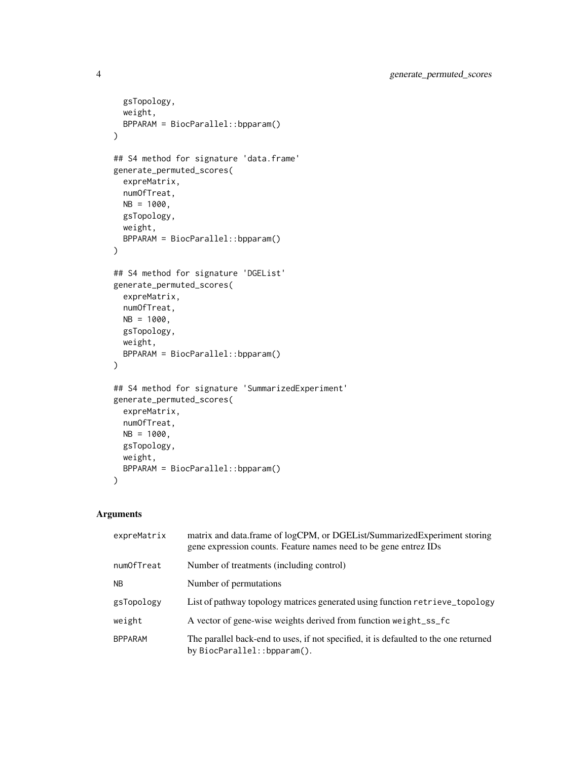```
  gsTopology,
  weight,
  BPPARAM = BiocParallel::bpparam()
)

## S4 method for signature 'data.frame'
generate_permuted_scores(
  expreMatrix,
  numOfTreat,
  NB = 1000,
  gsTopology,
  weight,
  BPPARAM = BiocParallel::bpparam()
)

## S4 method for signature 'DGEList'
generate_permuted_scores(
  expreMatrix,
  numOfTreat,
  NB = 1000,
  gsTopology,
  weight,
  BPPARAM = BiocParallel::bpparam()
)

## S4 method for signature 'SummarizedExperiment'
generate_permuted_scores(
  expreMatrix,
  numOfTreat,
  NB = 1000,
  gsTopology,
  weight,
  BPPARAM = BiocParallel::bpparam()
)
```

## Arguments

| | |
|---|---|
| `expreMatrix` | matrix and data.frame of logCPM, or DGEList/SummarizedExperiment storing gene expression counts. Feature names need to be gene entrez IDs |
| `numOfTreat` | Number of treatments (including control) |
| `NB` | Number of permutations |
| `gsTopology` | List of pathway topology matrices generated using function `retrieve_topology` |
| `weight` | A vector of gene-wise weights derived from function `weight_ss_fc` |
| `BPPARAM` | The parallel back-end to uses, if not specified, it is defaulted to the one returned by `BiocParallel::bpparam()`. |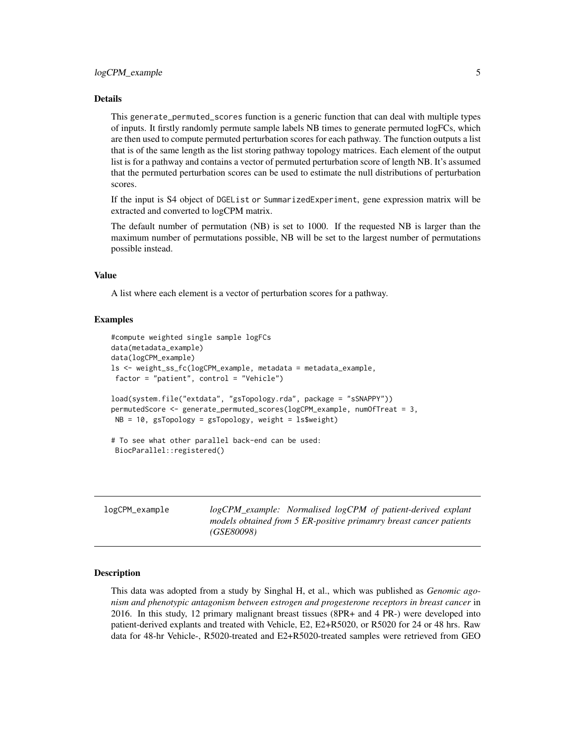### Details

This generate_permuted_scores function is a generic function that can deal with multiple types of inputs. It firstly randomly permute sample labels NB times to generate permuted logFCs, which are then used to compute permuted perturbation scores for each pathway. The function outputs a list that is of the same length as the list storing pathway topology matrices. Each element of the output list is for a pathway and contains a vector of permuted perturbation score of length NB. It's assumed that the permuted perturbation scores can be used to estimate the null distributions of perturbation scores.

If the input is S4 object of DGEList or SummarizedExperiment, gene expression matrix will be extracted and converted to logCPM matrix.

The default number of permutation (NB) is set to 1000. If the requested NB is larger than the maximum number of permutations possible, NB will be set to the largest number of permutations possible instead.

### Value

A list where each element is a vector of perturbation scores for a pathway.

### Examples

```
#compute weighted single sample logFCs
data(metadata_example)
data(logCPM_example)
ls <- weight_ss_fc(logCPM_example, metadata = metadata_example,
 factor = "patient", control = "Vehicle")

load(system.file("extdata", "gsTopology.rda", package = "sSNAPPY"))
permutedScore <- generate_permuted_scores(logCPM_example, numOfTreat = 3,
 NB = 10, gsTopology = gsTopology, weight = ls$weight)

# To see what other parallel back-end can be used:
 BiocParallel::registered()
```

---

## logCPM_example — *logCPM_example: Normalised logCPM of patient-derived explant models obtained from 5 ER-positive primamry breast cancer patients (GSE80098)*

---

### Description

This data was adopted from a study by Singhal H, et al., which was published as *Genomic agonism and phenotypic antagonism between estrogen and progesterone receptors in breast cancer* in 2016. In this study, 12 primary malignant breast tissues (8PR+ and 4 PR-) were developed into patient-derived explants and treated with Vehicle, E2, E2+R5020, or R5020 for 24 or 48 hrs. Raw data for 48-hr Vehicle-, R5020-treated and E2+R5020-treated samples were retrieved from GEO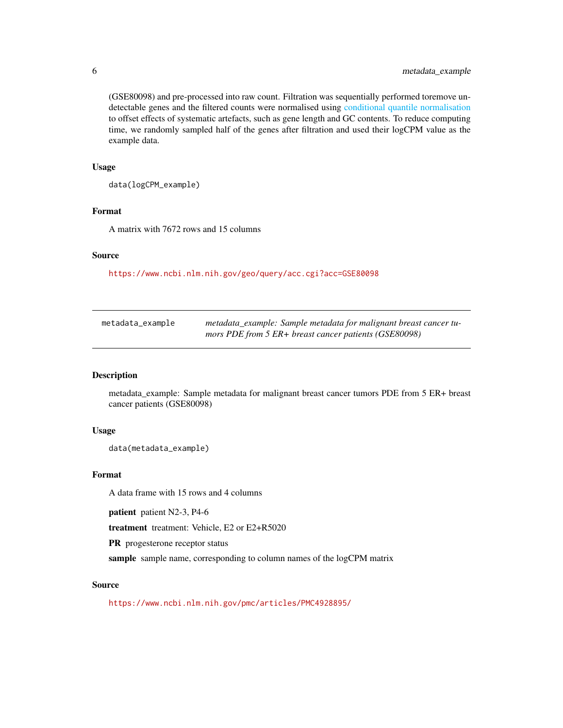(GSE80098) and pre-processed into raw count. Filtration was sequentially performed toremove undetectable genes and the filtered counts were normalised using conditional quantile normalisation to offset effects of systematic artefacts, such as gene length and GC contents. To reduce computing time, we randomly sampled half of the genes after filtration and used their logCPM value as the example data.

### Usage

```
data(logCPM_example)
```

### Format

A matrix with 7672 rows and 15 columns

### Source

https://www.ncbi.nlm.nih.gov/geo/query/acc.cgi?acc=GSE80098

---

## metadata_example

*metadata_example: Sample metadata for malignant breast cancer tumors PDE from 5 ER+ breast cancer patients (GSE80098)*

---

### Description

metadata_example: Sample metadata for malignant breast cancer tumors PDE from 5 ER+ breast cancer patients (GSE80098)

### Usage

```
data(metadata_example)
```

### Format

A data frame with 15 rows and 4 columns

**patient** patient N2-3, P4-6

**treatment** treatment: Vehicle, E2 or E2+R5020

**PR** progesterone receptor status

**sample** sample name, corresponding to column names of the logCPM matrix

### Source

https://www.ncbi.nlm.nih.gov/pmc/articles/PMC4928895/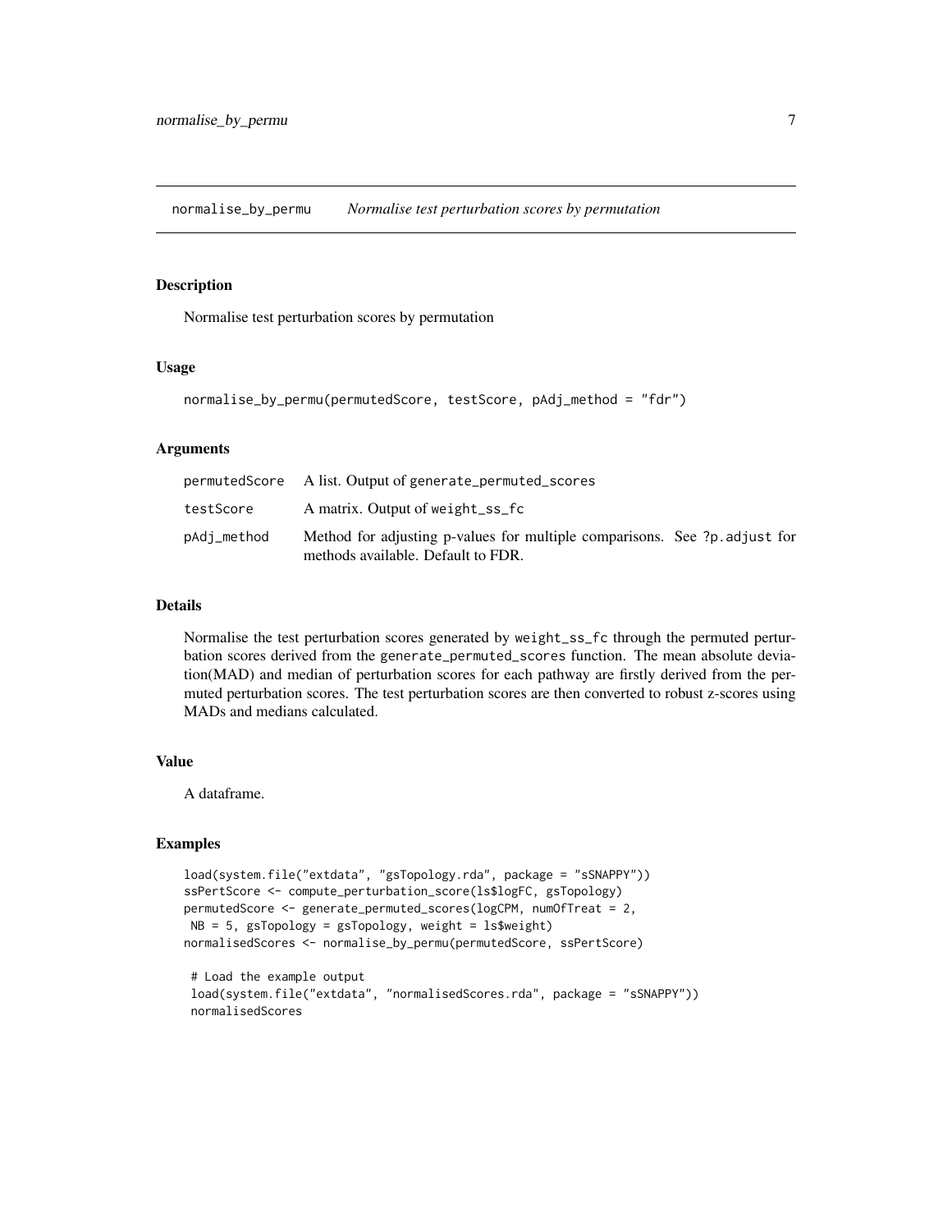## normalise_by_permu — *Normalise test perturbation scores by permutation*

### Description

Normalise test perturbation scores by permutation

### Usage

```
normalise_by_permu(permutedScore, testScore, pAdj_method = "fdr")
```

### Arguments

| | |
|---|---|
| permutedScore | A list. Output of generate_permuted_scores |
| testScore | A matrix. Output of weight_ss_fc |
| pAdj_method | Method for adjusting p-values for multiple comparisons. See ?p.adjust for methods available. Default to FDR. |

### Details

Normalise the test perturbation scores generated by weight_ss_fc through the permuted perturbation scores derived from the generate_permuted_scores function. The mean absolute deviation(MAD) and median of perturbation scores for each pathway are firstly derived from the permuted perturbation scores. The test perturbation scores are then converted to robust z-scores using MADs and medians calculated.

### Value

A dataframe.

### Examples

```
load(system.file("extdata", "gsTopology.rda", package = "sSNAPPY"))
ssPertScore <- compute_perturbation_score(ls$logFC, gsTopology)
permutedScore <- generate_permuted_scores(logCPM, numOfTreat = 2,
 NB = 5, gsTopology = gsTopology, weight = ls$weight)
normalisedScores <- normalise_by_permu(permutedScore, ssPertScore)

 # Load the example output
 load(system.file("extdata", "normalisedScores.rda", package = "sSNAPPY"))
 normalisedScores
```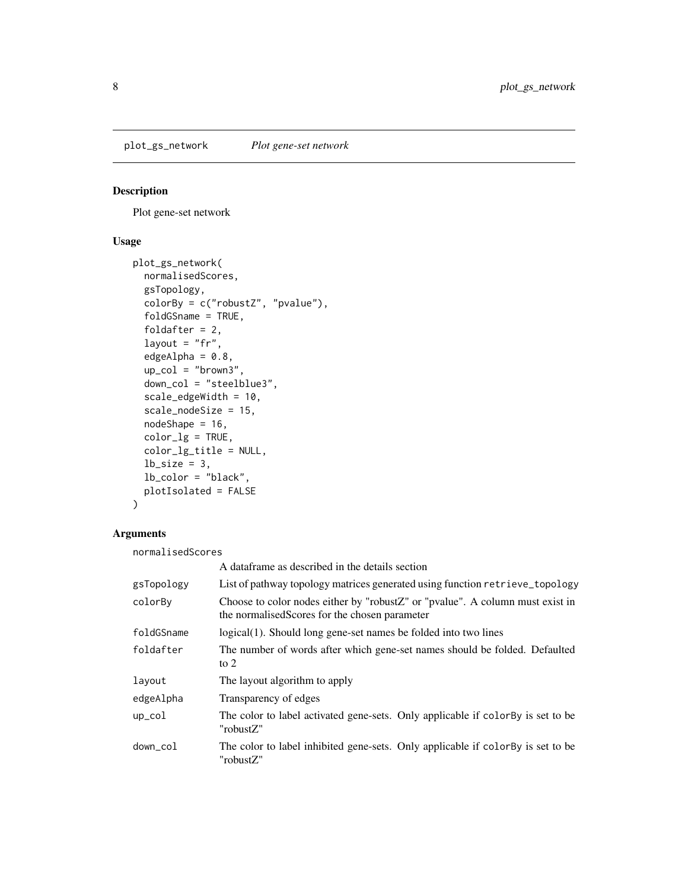plot_gs_network    *Plot gene-set network*

## Description

Plot gene-set network

## Usage

```
plot_gs_network(
  normalisedScores,
  gsTopology,
  colorBy = c("robustZ", "pvalue"),
  foldGSname = TRUE,
  foldafter = 2,
  layout = "fr",
  edgeAlpha = 0.8,
  up_col = "brown3",
  down_col = "steelblue3",
  scale_edgeWidth = 10,
  scale_nodeSize = 15,
  nodeShape = 16,
  color_lg = TRUE,
  color_lg_title = NULL,
  lb_size = 3,
  lb_color = "black",
  plotIsolated = FALSE
)
```

## Arguments

| Argument | Description |
|---|---|
| `normalisedScores` | A dataframe as described in the details section |
| `gsTopology` | List of pathway topology matrices generated using function `retrieve_topology` |
| `colorBy` | Choose to color nodes either by "robustZ" or "pvalue". A column must exist in the normalisedScores for the chosen parameter |
| `foldGSname` | logical(1). Should long gene-set names be folded into two lines |
| `foldafter` | The number of words after which gene-set names should be folded. Defaulted to 2 |
| `layout` | The layout algorithm to apply |
| `edgeAlpha` | Transparency of edges |
| `up_col` | The color to label activated gene-sets. Only applicable if `colorBy` is set to be "robustZ" |
| `down_col` | The color to label inhibited gene-sets. Only applicable if `colorBy` is set to be "robustZ" |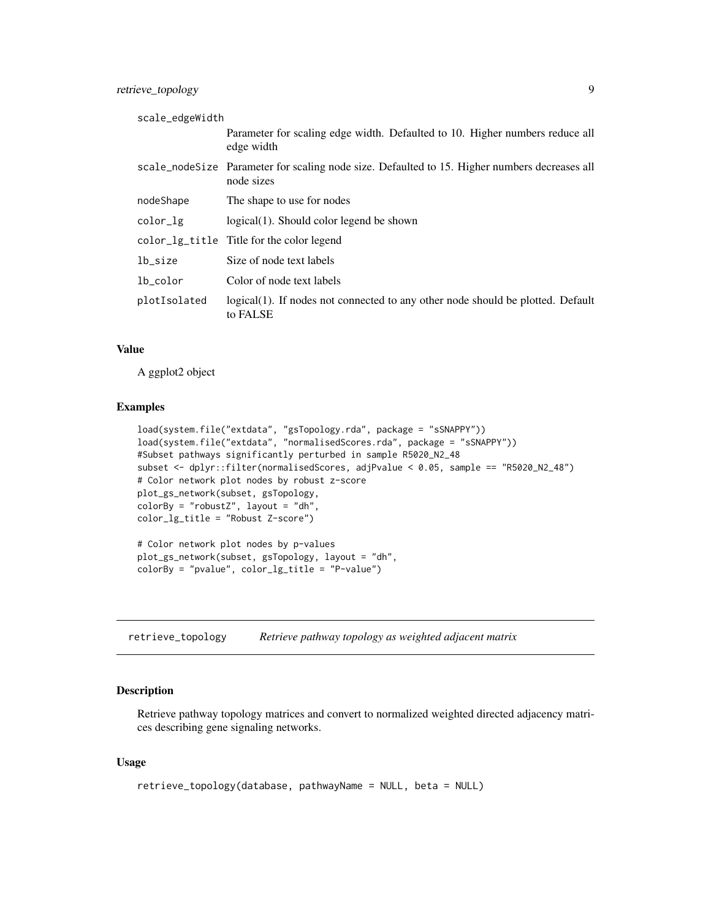| | |
|---|---|
| scale_edgeWidth | Parameter for scaling edge width. Defaulted to 10. Higher numbers reduce all edge width |
| scale_nodeSize | Parameter for scaling node size. Defaulted to 15. Higher numbers decreases all node sizes |
| nodeShape | The shape to use for nodes |
| color_lg | logical(1). Should color legend be shown |
| color_lg_title | Title for the color legend |
| lb_size | Size of node text labels |
| lb_color | Color of node text labels |
| plotIsolated | logical(1). If nodes not connected to any other node should be plotted. Default to FALSE |

### Value

A ggplot2 object

### Examples

```
load(system.file("extdata", "gsTopology.rda", package = "sSNAPPY"))
load(system.file("extdata", "normalisedScores.rda", package = "sSNAPPY"))
#Subset pathways significantly perturbed in sample R5020_N2_48
subset <- dplyr::filter(normalisedScores, adjPvalue < 0.05, sample == "R5020_N2_48")
# Color network plot nodes by robust z-score
plot_gs_network(subset, gsTopology,
colorBy = "robustZ", layout = "dh",
color_lg_title = "Robust Z-score")

# Color network plot nodes by p-values
plot_gs_network(subset, gsTopology, layout = "dh",
colorBy = "pvalue", color_lg_title = "P-value")
```

---

## retrieve_topology — *Retrieve pathway topology as weighted adjacent matrix*

### Description

Retrieve pathway topology matrices and convert to normalized weighted directed adjacency matrices describing gene signaling networks.

### Usage

```
retrieve_topology(database, pathwayName = NULL, beta = NULL)
```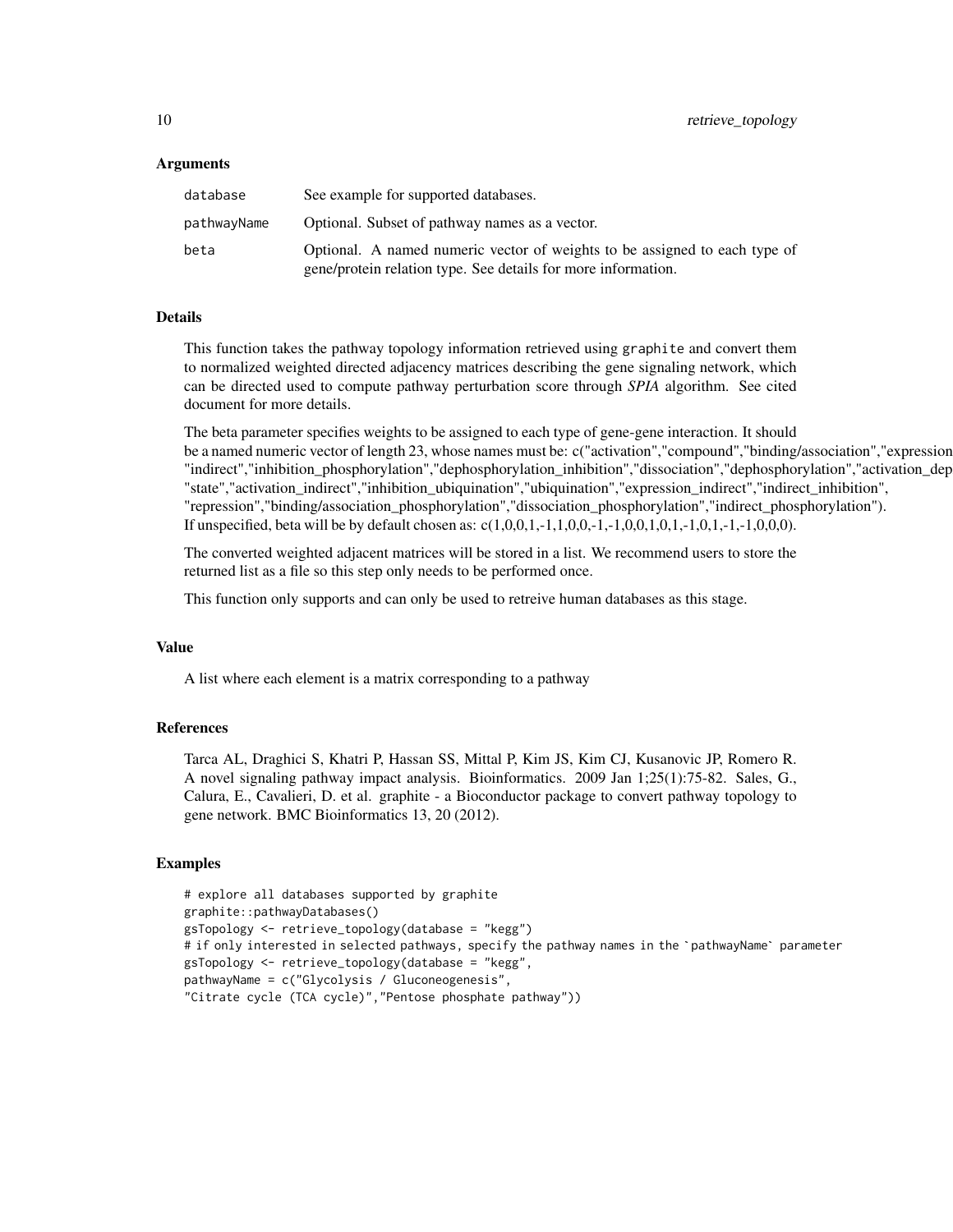## Arguments

| | |
|---|---|
| database | See example for supported databases. |
| pathwayName | Optional. Subset of pathway names as a vector. |
| beta | Optional. A named numeric vector of weights to be assigned to each type of gene/protein relation type. See details for more information. |

## Details

This function takes the pathway topology information retrieved using graphite and convert them to normalized weighted directed adjacency matrices describing the gene signaling network, which can be directed used to compute pathway perturbation score through *SPIA* algorithm. See cited document for more details.

The beta parameter specifies weights to be assigned to each type of gene-gene interaction. It should be a named numeric vector of length 23, whose names must be: c("activation","compound","binding/association","expression "indirect","inhibition_phosphorylation","dephosphorylation_inhibition","dissociation","dephosphorylation","activation_dep "state","activation_indirect","inhibition_ubiquination","ubiquination","expression_indirect","indirect_inhibition", "repression","binding/association_phosphorylation","dissociation_phosphorylation","indirect_phosphorylation"). If unspecified, beta will be by default chosen as: c(1,0,0,1,-1,1,0,0,-1,-1,0,0,1,0,1,-1,0,1,-1,-1,0,0,0).

The converted weighted adjacent matrices will be stored in a list. We recommend users to store the returned list as a file so this step only needs to be performed once.

This function only supports and can only be used to retreive human databases as this stage.

## Value

A list where each element is a matrix corresponding to a pathway

## References

Tarca AL, Draghici S, Khatri P, Hassan SS, Mittal P, Kim JS, Kim CJ, Kusanovic JP, Romero R. A novel signaling pathway impact analysis. Bioinformatics. 2009 Jan 1;25(1):75-82. Sales, G., Calura, E., Cavalieri, D. et al. graphite - a Bioconductor package to convert pathway topology to gene network. BMC Bioinformatics 13, 20 (2012).

## Examples

```
# explore all databases supported by graphite
graphite::pathwayDatabases()
gsTopology <- retrieve_topology(database = "kegg")
# if only interested in selected pathways, specify the pathway names in the `pathwayName` parameter
gsTopology <- retrieve_topology(database = "kegg",
pathwayName = c("Glycolysis / Gluconeogenesis",
"Citrate cycle (TCA cycle)","Pentose phosphate pathway"))
```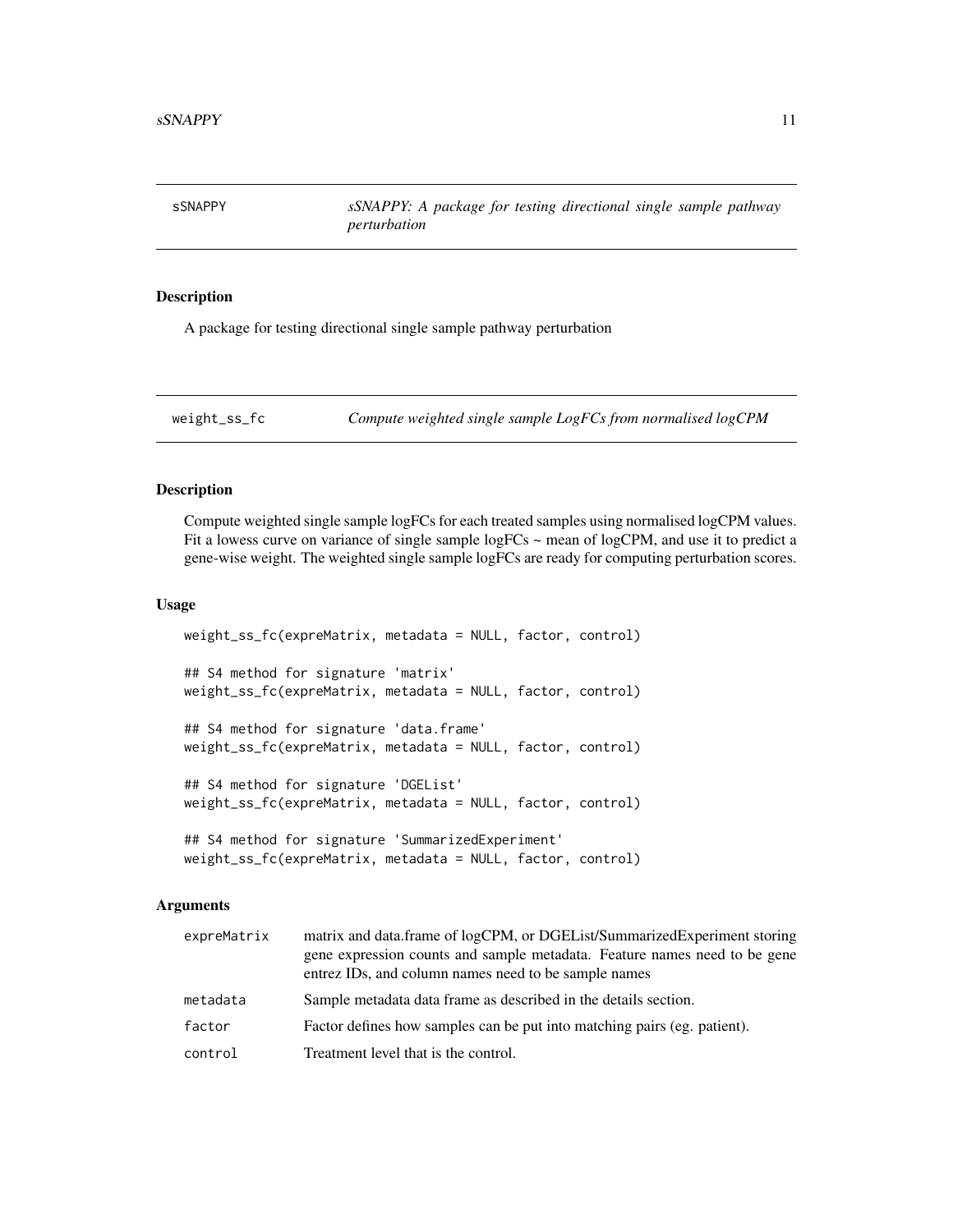## sSNAPPY — *sSNAPPY: A package for testing directional single sample pathway perturbation*

### Description

A package for testing directional single sample pathway perturbation

## weight_ss_fc — *Compute weighted single sample LogFCs from normalised logCPM*

### Description

Compute weighted single sample logFCs for each treated samples using normalised logCPM values. Fit a lowess curve on variance of single sample logFCs ~ mean of logCPM, and use it to predict a gene-wise weight. The weighted single sample logFCs are ready for computing perturbation scores.

### Usage

```
weight_ss_fc(expreMatrix, metadata = NULL, factor, control)

## S4 method for signature 'matrix'
weight_ss_fc(expreMatrix, metadata = NULL, factor, control)

## S4 method for signature 'data.frame'
weight_ss_fc(expreMatrix, metadata = NULL, factor, control)

## S4 method for signature 'DGEList'
weight_ss_fc(expreMatrix, metadata = NULL, factor, control)

## S4 method for signature 'SummarizedExperiment'
weight_ss_fc(expreMatrix, metadata = NULL, factor, control)
```

### Arguments

| Argument | Description |
|---|---|
| `expreMatrix` | matrix and data.frame of logCPM, or DGEList/SummarizedExperiment storing gene expression counts and sample metadata. Feature names need to be gene entrez IDs, and column names need to be sample names |
| `metadata` | Sample metadata data frame as described in the details section. |
| `factor` | Factor defines how samples can be put into matching pairs (eg. patient). |
| `control` | Treatment level that is the control. |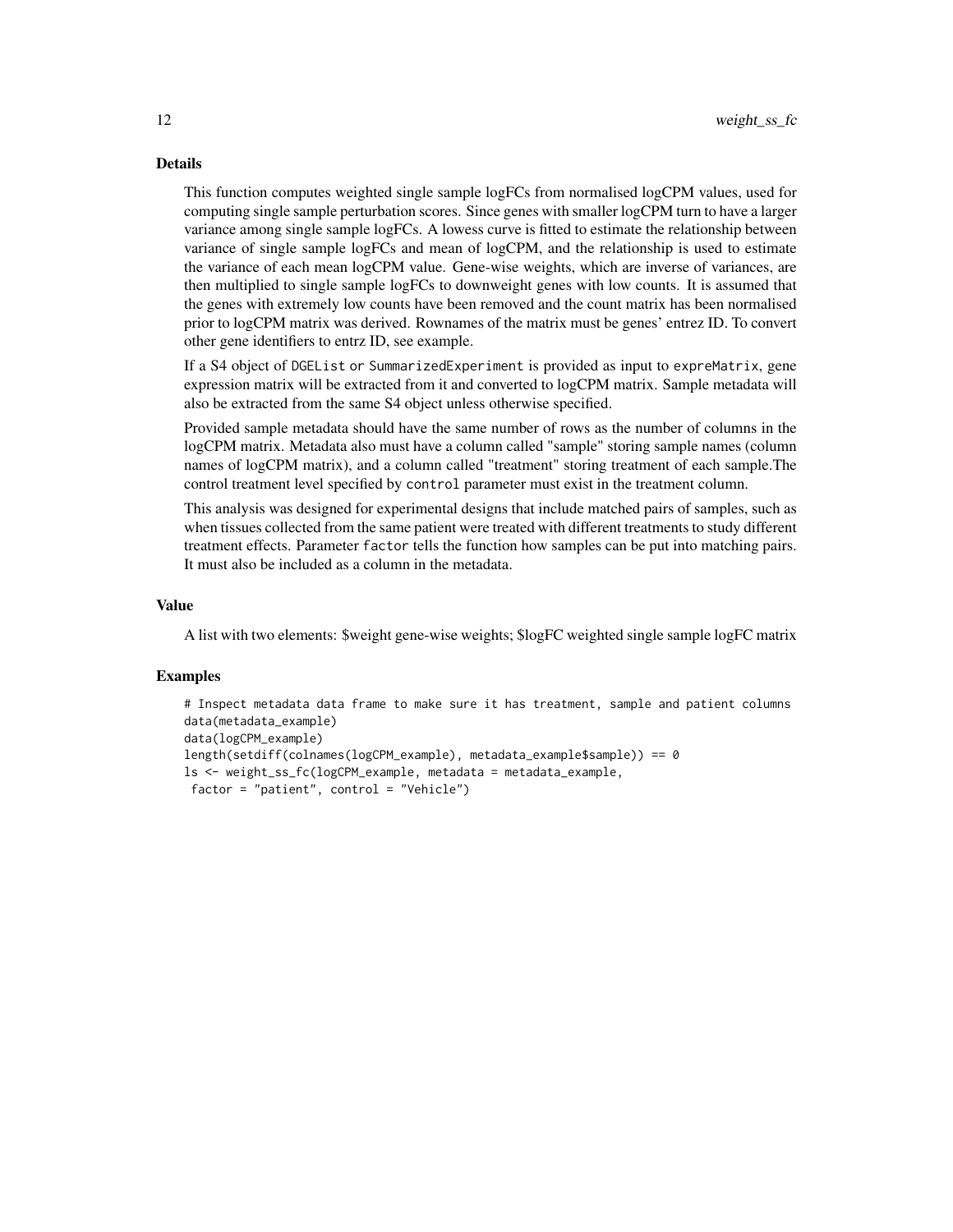## Details

This function computes weighted single sample logFCs from normalised logCPM values, used for computing single sample perturbation scores. Since genes with smaller logCPM turn to have a larger variance among single sample logFCs. A lowess curve is fitted to estimate the relationship between variance of single sample logFCs and mean of logCPM, and the relationship is used to estimate the variance of each mean logCPM value. Gene-wise weights, which are inverse of variances, are then multiplied to single sample logFCs to downweight genes with low counts. It is assumed that the genes with extremely low counts have been removed and the count matrix has been normalised prior to logCPM matrix was derived. Rownames of the matrix must be genes' entrez ID. To convert other gene identifiers to entrz ID, see example.

If a S4 object of `DGEList` or `SummarizedExperiment` is provided as input to `expreMatrix`, gene expression matrix will be extracted from it and converted to logCPM matrix. Sample metadata will also be extracted from the same S4 object unless otherwise specified.

Provided sample metadata should have the same number of rows as the number of columns in the logCPM matrix. Metadata also must have a column called "sample" storing sample names (column names of logCPM matrix), and a column called "treatment" storing treatment of each sample.The control treatment level specified by `control` parameter must exist in the treatment column.

This analysis was designed for experimental designs that include matched pairs of samples, such as when tissues collected from the same patient were treated with different treatments to study different treatment effects. Parameter `factor` tells the function how samples can be put into matching pairs. It must also be included as a column in the metadata.

## Value

A list with two elements: $weight gene-wise weights; $logFC weighted single sample logFC matrix

## Examples

```
# Inspect metadata data frame to make sure it has treatment, sample and patient columns
data(metadata_example)
data(logCPM_example)
length(setdiff(colnames(logCPM_example), metadata_example$sample)) == 0
ls <- weight_ss_fc(logCPM_example, metadata = metadata_example,
 factor = "patient", control = "Vehicle")
```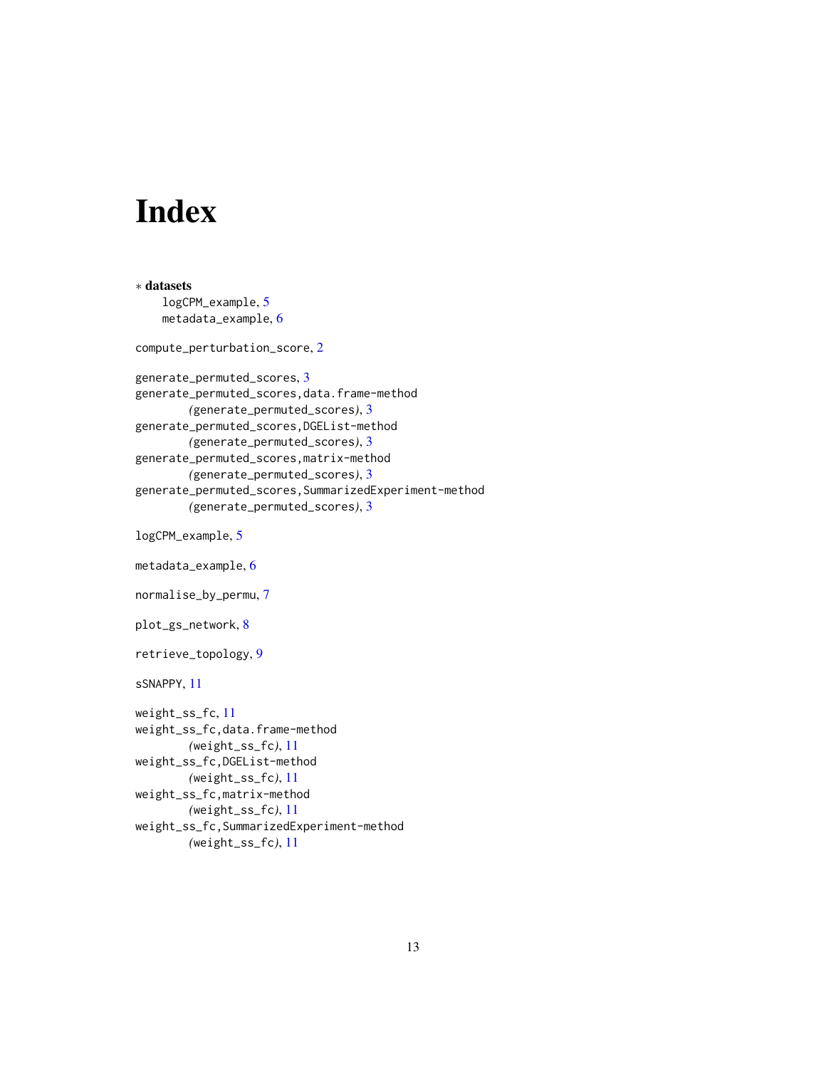# Index

∗ **datasets**
    logCPM_example, 5
    metadata_example, 6

compute_perturbation_score, 2

generate_permuted_scores, 3
generate_permuted_scores,data.frame-method
        *(*generate_permuted_scores*)*, 3
generate_permuted_scores,DGEList-method
        *(*generate_permuted_scores*)*, 3
generate_permuted_scores,matrix-method
        *(*generate_permuted_scores*)*, 3
generate_permuted_scores,SummarizedExperiment-method
        *(*generate_permuted_scores*)*, 3

logCPM_example, 5

metadata_example, 6

normalise_by_permu, 7

plot_gs_network, 8

retrieve_topology, 9

sSNAPPY, 11

weight_ss_fc, 11
weight_ss_fc,data.frame-method
        *(*weight_ss_fc*)*, 11
weight_ss_fc,DGEList-method
        *(*weight_ss_fc*)*, 11
weight_ss_fc,matrix-method
        *(*weight_ss_fc*)*, 11
weight_ss_fc,SummarizedExperiment-method
        *(*weight_ss_fc*)*, 11